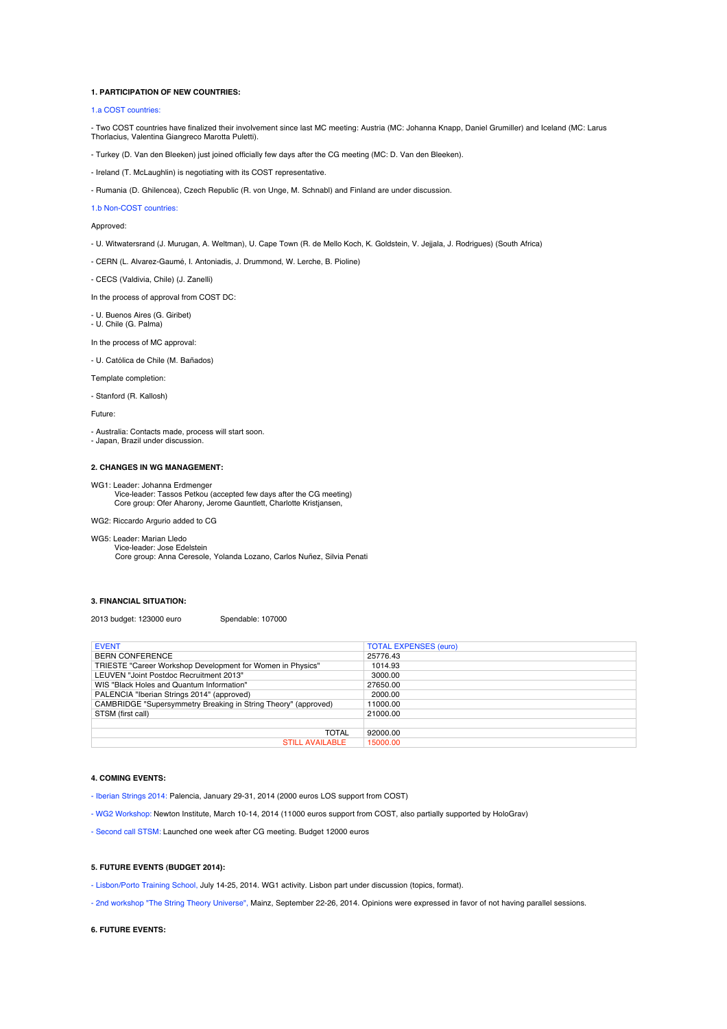**1. PARTICIPATION OF NEW COUNTRIES:**

1.a COST countries:

- Two COST countries have finalized their involvement since last MC meeting: Austria (MC: Johanna Knapp, Daniel Grumiller) and Iceland (MC: Larus Thorlacius, Valentina Giangreco Marotta Puletti).

- Turkey (D. Van den Bleeken) just joined officially few days after the CG meeting (MC: D. Van den Bleeken).

- Ireland (T. McLaughlin) is negotiating with its COST representative.

- Rumania (D. Ghilencea), Czech Republic (R. von Unge, M. Schnabl) and Finland are under discussion.

1.b Non-COST countries:

Approved:

- U. Witwatersrand (J. Murugan, A. Weltman), U. Cape Town (R. de Mello Koch, K. Goldstein, V. Jejjala, J. Rodrigues) (South Africa)

- CERN (L. Alvarez-Gaumé, I. Antoniadis, J. Drummond, W. Lerche, B. Pioline)

- CECS (Valdivia, Chile) (J. Zanelli)

In the process of approval from COST DC:

- U. Buenos Aires (G. Giribet)
- U. Chile (G. Palma)

In the process of MC approval:

- U. Católica de Chile (M. Bañados)

Template completion:

- Stanford (R. Kallosh)

Future:

- Australia: Contacts made, process will start soon.
- Japan, Brazil under discussion.

**2. CHANGES IN WG MANAGEMENT:**

WG1: Leader: Johanna Erdmenger
Vice-leader: Tassos Petkou (accepted few days after the CG meeting)
Core group: Ofer Aharony, Jerome Gauntlett, Charlotte Kristjansen,

WG2: Riccardo Argurio added to CG

WG5: Leader: Marian Lledo
Vice-leader: Jose Edelstein
Core group: Anna Ceresole, Yolanda Lozano, Carlos Nuñez, Silvia Penati

**3. FINANCIAL SITUATION:**

2013 budget: 123000 euro Spendable: 107000

| EVENT | TOTAL EXPENSES (euro) |
|---|---|
| BERN CONFERENCE | 25776.43 |
| TRIESTE "Career Workshop Development for Women in Physics" | 1014.93 |
| LEUVEN "Joint Postdoc Recruitment 2013" | 3000.00 |
| WIS "Black Holes and Quantum Information" | 27650.00 |
| PALENCIA "Iberian Strings 2014" (approved) | 2000.00 |
| CAMBRIDGE "Supersymmetry Breaking in String Theory" (approved) | 11000.00 |
| STSM (first call) | 21000.00 |
| | |
| TOTAL | 92000.00 |
| STILL AVAILABLE | 15000.00 |

**4. COMING EVENTS:**

- Iberian Strings 2014: Palencia, January 29-31, 2014 (2000 euros LOS support from COST)

- WG2 Workshop: Newton Institute, March 10-14, 2014 (11000 euros support from COST, also partially supported by HoloGrav)

- Second call STSM: Launched one week after CG meeting. Budget 12000 euros

**5. FUTURE EVENTS (BUDGET 2014):**

- Lisbon/Porto Training School, July 14-25, 2014. WG1 activity. Lisbon part under discussion (topics, format).

- 2nd workshop "The String Theory Universe", Mainz, September 22-26, 2014. Opinions were expressed in favor of not having parallel sessions.

**6. FUTURE EVENTS:**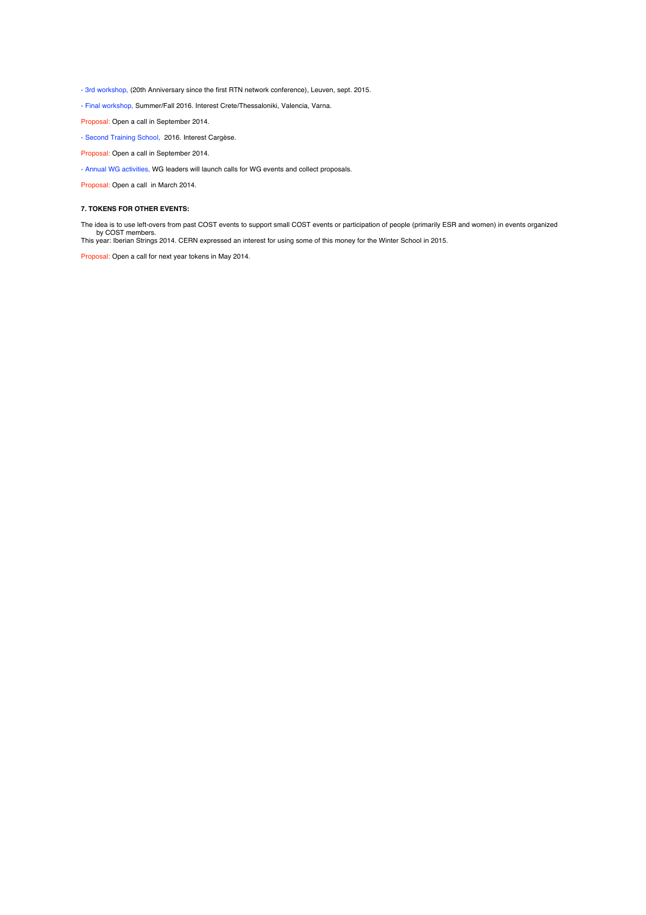- 3rd workshop, (20th Anniversary since the first RTN network conference), Leuven, sept. 2015.

- Final workshop, Summer/Fall 2016. Interest Crete/Thessaloniki, Valencia, Varna.

Proposal: Open a call in September 2014.

- Second Training School, 2016. Interest Cargèse.

Proposal: Open a call in September 2014.

- Annual WG activities, WG leaders will launch calls for WG events and collect proposals.

Proposal: Open a call in March 2014.

**7. TOKENS FOR OTHER EVENTS:**

The idea is to use left-overs from past COST events to support small COST events or participation of people (primarily ESR and women) in events organized by COST members.
This year: Iberian Strings 2014. CERN expressed an interest for using some of this money for the Winter School in 2015.

Proposal: Open a call for next year tokens in May 2014.